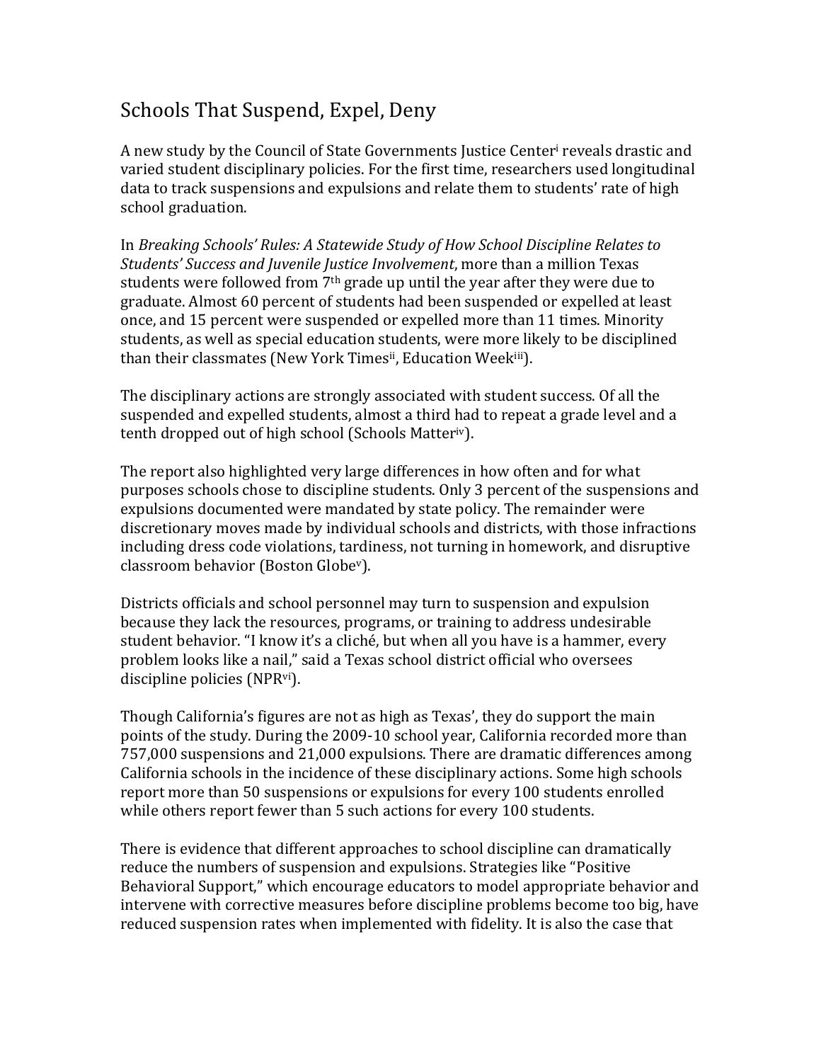# Schools That Suspend, Expel, Deny

A new study by the Council of State Governments Justice Center[i] reveals drastic and varied student disciplinary policies. For the first time, researchers used longitudinal data to track suspensions and expulsions and relate them to students' rate of high school graduation.

In *Breaking Schools' Rules: A Statewide Study of How School Discipline Relates to Students' Success and Juvenile Justice Involvement*, more than a million Texas students were followed from 7th grade up until the year after they were due to graduate. Almost 60 percent of students had been suspended or expelled at least once, and 15 percent were suspended or expelled more than 11 times. Minority students, as well as special education students, were more likely to be disciplined than their classmates (New York Times[ii], Education Week[iii]).

The disciplinary actions are strongly associated with student success. Of all the suspended and expelled students, almost a third had to repeat a grade level and a tenth dropped out of high school (Schools Matter[iv]).

The report also highlighted very large differences in how often and for what purposes schools chose to discipline students. Only 3 percent of the suspensions and expulsions documented were mandated by state policy. The remainder were discretionary moves made by individual schools and districts, with those infractions including dress code violations, tardiness, not turning in homework, and disruptive classroom behavior (Boston Globe[v]).

Districts officials and school personnel may turn to suspension and expulsion because they lack the resources, programs, or training to address undesirable student behavior. "I know it's a cliché, but when all you have is a hammer, every problem looks like a nail," said a Texas school district official who oversees discipline policies (NPR[vi]).

Though California's figures are not as high as Texas', they do support the main points of the study. During the 2009-10 school year, California recorded more than 757,000 suspensions and 21,000 expulsions. There are dramatic differences among California schools in the incidence of these disciplinary actions. Some high schools report more than 50 suspensions or expulsions for every 100 students enrolled while others report fewer than 5 such actions for every 100 students.

There is evidence that different approaches to school discipline can dramatically reduce the numbers of suspension and expulsions. Strategies like "Positive Behavioral Support," which encourage educators to model appropriate behavior and intervene with corrective measures before discipline problems become too big, have reduced suspension rates when implemented with fidelity. It is also the case that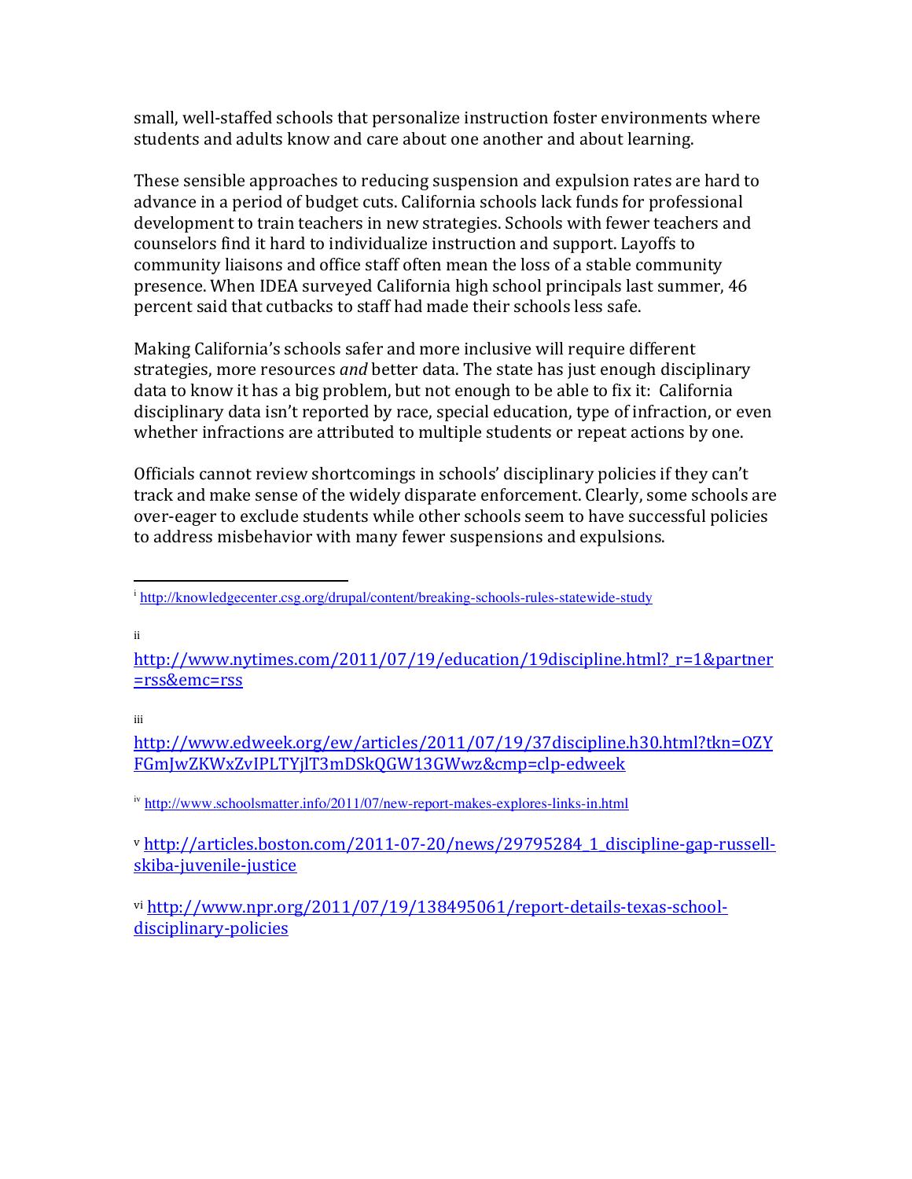small, well-staffed schools that personalize instruction foster environments where students and adults know and care about one another and about learning.

These sensible approaches to reducing suspension and expulsion rates are hard to advance in a period of budget cuts. California schools lack funds for professional development to train teachers in new strategies. Schools with fewer teachers and counselors find it hard to individualize instruction and support. Layoffs to community liaisons and office staff often mean the loss of a stable community presence. When IDEA surveyed California high school principals last summer, 46 percent said that cutbacks to staff had made their schools less safe.

Making California's schools safer and more inclusive will require different strategies, more resources *and* better data. The state has just enough disciplinary data to know it has a big problem, but not enough to be able to fix it: California disciplinary data isn't reported by race, special education, type of infraction, or even whether infractions are attributed to multiple students or repeat actions by one.

Officials cannot review shortcomings in schools' disciplinary policies if they can't track and make sense of the widely disparate enforcement. Clearly, some schools are over-eager to exclude students while other schools seem to have successful policies to address misbehavior with many fewer suspensions and expulsions.

---

[i] http://knowledgecenter.csg.org/drupal/content/breaking-schools-rules-statewide-study

[ii] http://www.nytimes.com/2011/07/19/education/19discipline.html?_r=1&partner=rss&emc=rss

[iii] http://www.edweek.org/ew/articles/2011/07/19/37discipline.h30.html?tkn=OZYFGmJwZKWxZvIPLTYjlT3mDSkQGW13GWwz&cmp=clp-edweek

[iv] http://www.schoolsmatter.info/2011/07/new-report-makes-explores-links-in.html

[v] http://articles.boston.com/2011-07-20/news/29795284_1_discipline-gap-russell-skiba-juvenile-justice

[vi] http://www.npr.org/2011/07/19/138495061/report-details-texas-school-disciplinary-policies